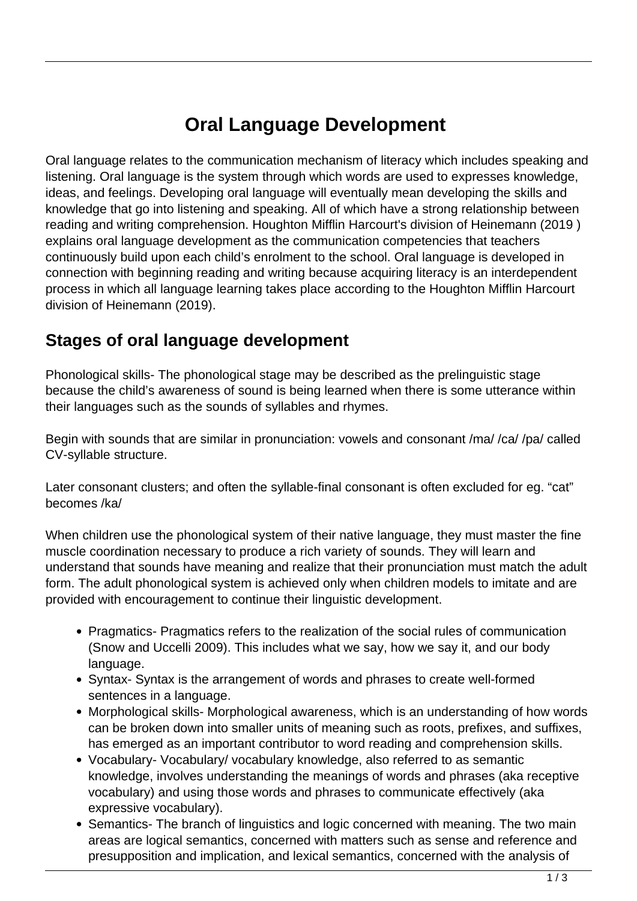# Oral Language Development

Oral language relates to the communication mechanism of literacy which includes speaking and listening. Oral language is the system through which words are used to expresses knowledge, ideas, and feelings. Developing oral language will eventually mean developing the skills and knowledge that go into listening and speaking. All of which have a strong relationship between reading and writing comprehension. Houghton Mifflin Harcourt's division of Heinemann (2019 ) explains oral language development as the communication competencies that teachers continuously build upon each child's enrolment to the school. Oral language is developed in connection with beginning reading and writing because acquiring literacy is an interdependent process in which all language learning takes place according to the Houghton Mifflin Harcourt division of Heinemann (2019).

## Stages of oral language development

Phonological skills- The phonological stage may be described as the prelinguistic stage because the child's awareness of sound is being learned when there is some utterance within their languages such as the sounds of syllables and rhymes.

Begin with sounds that are similar in pronunciation: vowels and consonant /ma/ /ca/ /pa/ called CV-syllable structure.

Later consonant clusters; and often the syllable-final consonant is often excluded for eg. "cat" becomes /ka/

When children use the phonological system of their native language, they must master the fine muscle coordination necessary to produce a rich variety of sounds. They will learn and understand that sounds have meaning and realize that their pronunciation must match the adult form. The adult phonological system is achieved only when children models to imitate and are provided with encouragement to continue their linguistic development.

- Pragmatics- Pragmatics refers to the realization of the social rules of communication (Snow and Uccelli 2009). This includes what we say, how we say it, and our body language.
- Syntax- Syntax is the arrangement of words and phrases to create well-formed sentences in a language.
- Morphological skills- Morphological awareness, which is an understanding of how words can be broken down into smaller units of meaning such as roots, prefixes, and suffixes, has emerged as an important contributor to word reading and comprehension skills.
- Vocabulary- Vocabulary/ vocabulary knowledge, also referred to as semantic knowledge, involves understanding the meanings of words and phrases (aka receptive vocabulary) and using those words and phrases to communicate effectively (aka expressive vocabulary).
- Semantics- The branch of linguistics and logic concerned with meaning. The two main areas are logical semantics, concerned with matters such as sense and reference and presupposition and implication, and lexical semantics, concerned with the analysis of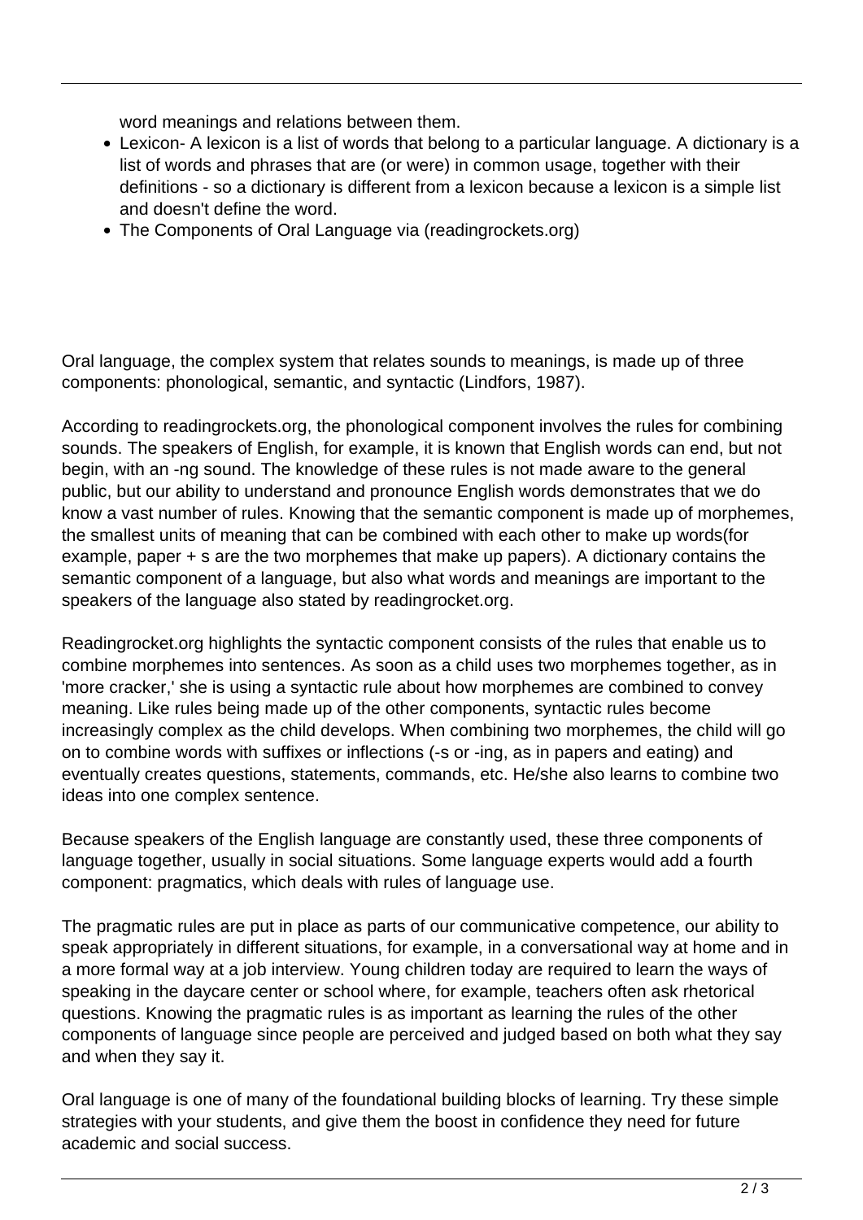word meanings and relations between them.

- Lexicon- A lexicon is a list of words that belong to a particular language. A dictionary is a list of words and phrases that are (or were) in common usage, together with their definitions - so a dictionary is different from a lexicon because a lexicon is a simple list and doesn't define the word.
- The Components of Oral Language via (readingrockets.org)

Oral language, the complex system that relates sounds to meanings, is made up of three components: phonological, semantic, and syntactic (Lindfors, 1987).

According to readingrockets.org, the phonological component involves the rules for combining sounds. The speakers of English, for example, it is known that English words can end, but not begin, with an -ng sound. The knowledge of these rules is not made aware to the general public, but our ability to understand and pronounce English words demonstrates that we do know a vast number of rules. Knowing that the semantic component is made up of morphemes, the smallest units of meaning that can be combined with each other to make up words(for example, paper + s are the two morphemes that make up papers). A dictionary contains the semantic component of a language, but also what words and meanings are important to the speakers of the language also stated by readingrocket.org.

Readingrocket.org highlights the syntactic component consists of the rules that enable us to combine morphemes into sentences. As soon as a child uses two morphemes together, as in 'more cracker,' she is using a syntactic rule about how morphemes are combined to convey meaning. Like rules being made up of the other components, syntactic rules become increasingly complex as the child develops. When combining two morphemes, the child will go on to combine words with suffixes or inflections (-s or -ing, as in papers and eating) and eventually creates questions, statements, commands, etc. He/she also learns to combine two ideas into one complex sentence.

Because speakers of the English language are constantly used, these three components of language together, usually in social situations. Some language experts would add a fourth component: pragmatics, which deals with rules of language use.

The pragmatic rules are put in place as parts of our communicative competence, our ability to speak appropriately in different situations, for example, in a conversational way at home and in a more formal way at a job interview. Young children today are required to learn the ways of speaking in the daycare center or school where, for example, teachers often ask rhetorical questions. Knowing the pragmatic rules is as important as learning the rules of the other components of language since people are perceived and judged based on both what they say and when they say it.

Oral language is one of many of the foundational building blocks of learning. Try these simple strategies with your students, and give them the boost in confidence they need for future academic and social success.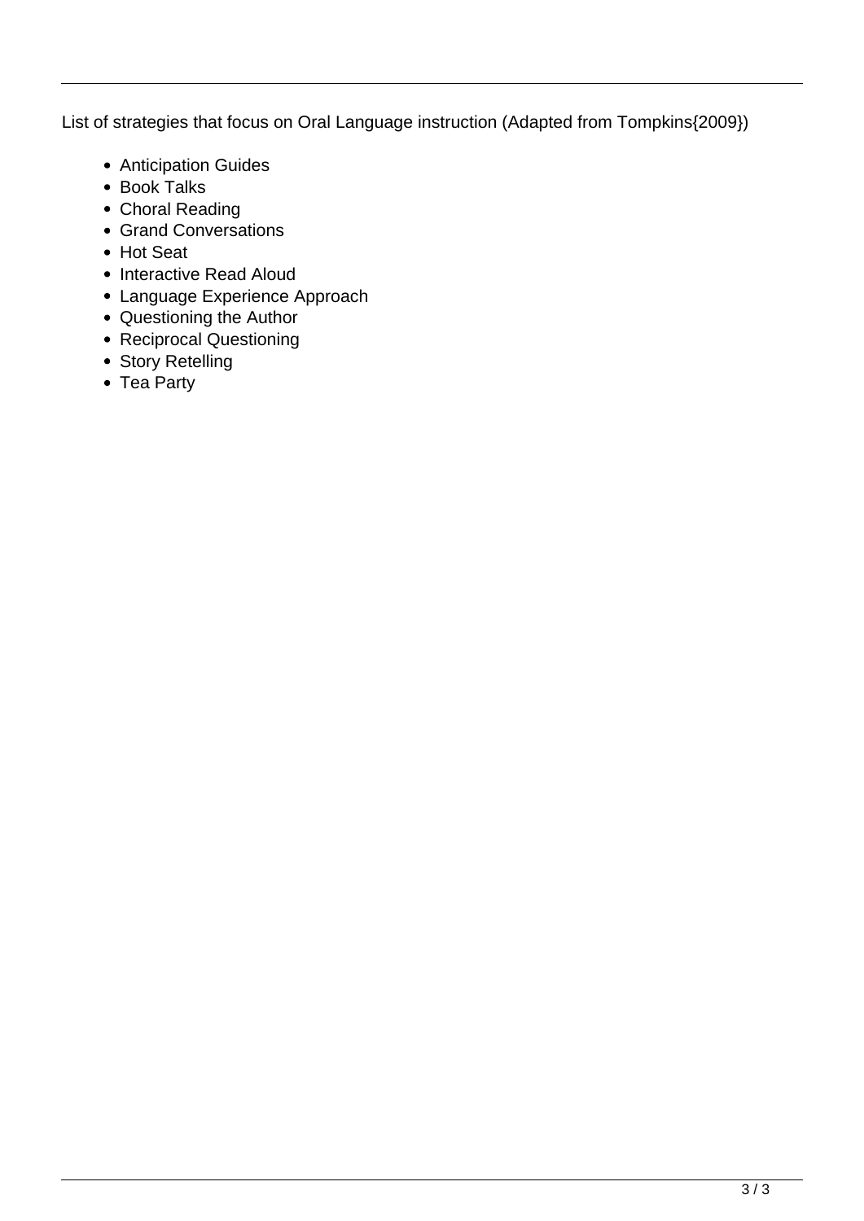List of strategies that focus on Oral Language instruction (Adapted from Tompkins{2009})

- Anticipation Guides
- Book Talks
- Choral Reading
- Grand Conversations
- Hot Seat
- Interactive Read Aloud
- Language Experience Approach
- Questioning the Author
- Reciprocal Questioning
- Story Retelling
- Tea Party